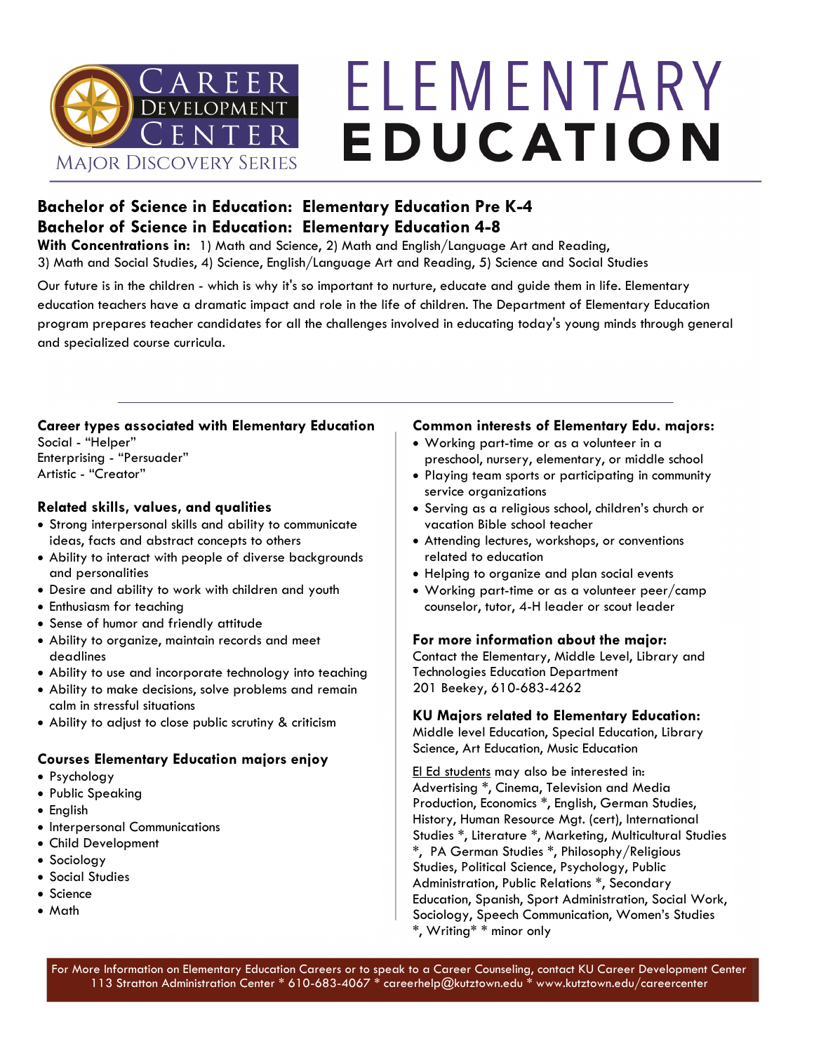# Career Development Center

Major Discovery Series

# ELEMENTARY EDUCATION

**Bachelor of Science in Education: Elementary Education Pre K-4**
**Bachelor of Science in Education: Elementary Education 4-8**
**With Concentrations in:** 1) Math and Science, 2) Math and English/Language Art and Reading, 3) Math and Social Studies, 4) Science, English/Language Art and Reading, 5) Science and Social Studies

Our future is in the children - which is why it's so important to nurture, educate and guide them in life. Elementary education teachers have a dramatic impact and role in the life of children. The Department of Elementary Education program prepares teacher candidates for all the challenges involved in educating today's young minds through general and specialized course curricula.

### Career types associated with Elementary Education

Social - "Helper"
Enterprising - "Persuader"
Artistic - "Creator"

### Related skills, values, and qualities

- Strong interpersonal skills and ability to communicate ideas, facts and abstract concepts to others
- Ability to interact with people of diverse backgrounds and personalities
- Desire and ability to work with children and youth
- Enthusiasm for teaching
- Sense of humor and friendly attitude
- Ability to organize, maintain records and meet deadlines
- Ability to use and incorporate technology into teaching
- Ability to make decisions, solve problems and remain calm in stressful situations
- Ability to adjust to close public scrutiny & criticism

### Courses Elementary Education majors enjoy

- Psychology
- Public Speaking
- English
- Interpersonal Communications
- Child Development
- Sociology
- Social Studies
- Science
- Math

### Common interests of Elementary Edu. majors:

- Working part-time or as a volunteer in a preschool, nursery, elementary, or middle school
- Playing team sports or participating in community service organizations
- Serving as a religious school, children's church or vacation Bible school teacher
- Attending lectures, workshops, or conventions related to education
- Helping to organize and plan social events
- Working part-time or as a volunteer peer/camp counselor, tutor, 4-H leader or scout leader

### For more information about the major:

Contact the Elementary, Middle Level, Library and Technologies Education Department
201 Beekey, 610-683-4262

### KU Majors related to Elementary Education:

Middle level Education, Special Education, Library Science, Art Education, Music Education

El Ed students may also be interested in:
Advertising *, Cinema, Television and Media Production, Economics *, English, German Studies, History, Human Resource Mgt. (cert), International Studies *, Literature *, Marketing, Multicultural Studies *, PA German Studies *, Philosophy/Religious Studies, Political Science, Psychology, Public Administration, Public Relations *, Secondary Education, Spanish, Sport Administration, Social Work, Sociology, Speech Communication, Women's Studies *, Writing* * minor only

For More Information on Elementary Education Careers or to speak to a Career Counseling, contact KU Career Development Center
113 Stratton Administration Center * 610-683-4067 * careerhelp@kutztown.edu * www.kutztown.edu/careercenter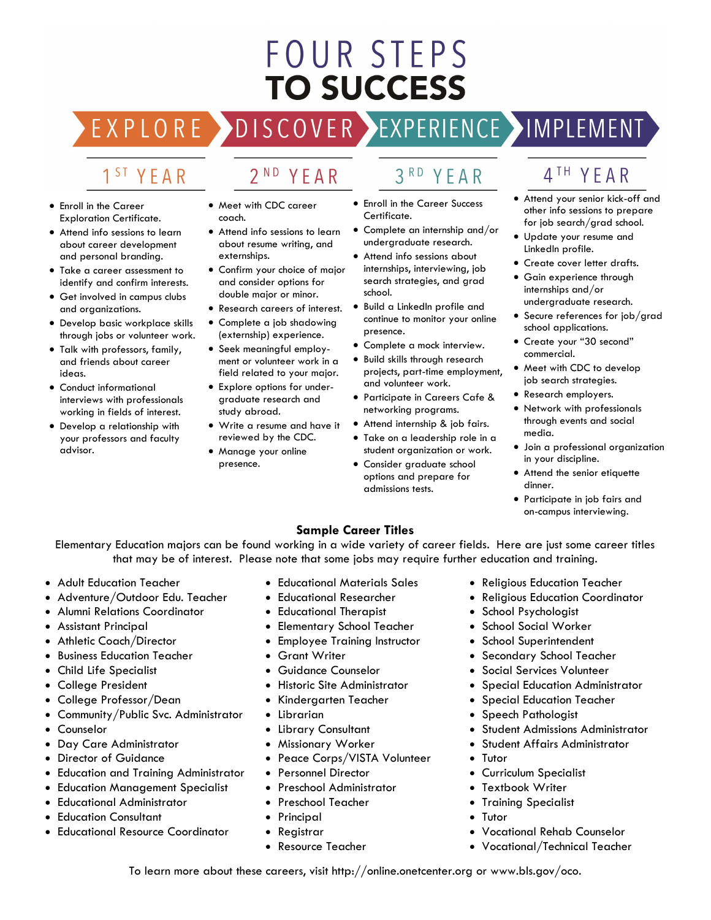# FOUR STEPS TO SUCCESS

## EXPLORE — 1ST YEAR

- Enroll in the Career Exploration Certificate.
- Attend info sessions to learn about career development and personal branding.
- Take a career assessment to identify and confirm interests.
- Get involved in campus clubs and organizations.
- Develop basic workplace skills through jobs or volunteer work.
- Talk with professors, family, and friends about career ideas.
- Conduct informational interviews with professionals working in fields of interest.
- Develop a relationship with your professors and faculty advisor.

## DISCOVER — 2ND YEAR

- Meet with CDC career coach.
- Attend info sessions to learn about resume writing, and externships.
- Confirm your choice of major and consider options for double major or minor.
- Research careers of interest.
- Complete a job shadowing (externship) experience.
- Seek meaningful employment or volunteer work in a field related to your major.
- Explore options for undergraduate research and study abroad.
- Write a resume and have it reviewed by the CDC.
- Manage your online presence.

## EXPERIENCE — 3RD YEAR

- Enroll in the Career Success Certificate.
- Complete an internship and/or undergraduate research.
- Attend info sessions about internships, interviewing, job search strategies, and grad school.
- Build a LinkedIn profile and continue to monitor your online presence.
- Complete a mock interview.
- Build skills through research projects, part-time employment, and volunteer work.
- Participate in Careers Cafe & networking programs.
- Attend internship & job fairs.
- Take on a leadership role in a student organization or work.
- Consider graduate school options and prepare for admissions tests.

## IMPLEMENT — 4TH YEAR

- Attend your senior kick-off and other info sessions to prepare for job search/grad school.
- Update your resume and LinkedIn profile.
- Create cover letter drafts.
- Gain experience through internships and/or undergraduate research.
- Secure references for job/grad school applications.
- Create your "30 second" commercial.
- Meet with CDC to develop job search strategies.
- Research employers.
- Network with professionals through events and social media.
- Join a professional organization in your discipline.
- Attend the senior etiquette dinner.
- Participate in job fairs and on-campus interviewing.

## Sample Career Titles

Elementary Education majors can be found working in a wide variety of career fields. Here are just some career titles that may be of interest. Please note that some jobs may require further education and training.

- Adult Education Teacher
- Adventure/Outdoor Edu. Teacher
- Alumni Relations Coordinator
- Assistant Principal
- Athletic Coach/Director
- Business Education Teacher
- Child Life Specialist
- College President
- College Professor/Dean
- Community/Public Svc. Administrator
- Counselor
- Day Care Administrator
- Director of Guidance
- Education and Training Administrator
- Education Management Specialist
- Educational Administrator
- Education Consultant
- Educational Resource Coordinator
- Educational Materials Sales
- Educational Researcher
- Educational Therapist
- Elementary School Teacher
- Employee Training Instructor
- Grant Writer
- Guidance Counselor
- Historic Site Administrator
- Kindergarten Teacher
- Librarian
- Library Consultant
- Missionary Worker
- Peace Corps/VISTA Volunteer
- Personnel Director
- Preschool Administrator
- Preschool Teacher
- Principal
- Registrar
- Resource Teacher
- Religious Education Teacher
- Religious Education Coordinator
- School Psychologist
- School Social Worker
- School Superintendent
- Secondary School Teacher
- Social Services Volunteer
- Special Education Administrator
- Special Education Teacher
- Speech Pathologist
- Student Admissions Administrator
- Student Affairs Administrator
- Tutor
- Curriculum Specialist
- Textbook Writer
- Training Specialist
- Tutor
- Vocational Rehab Counselor
- Vocational/Technical Teacher

To learn more about these careers, visit http://online.onetcenter.org or www.bls.gov/oco.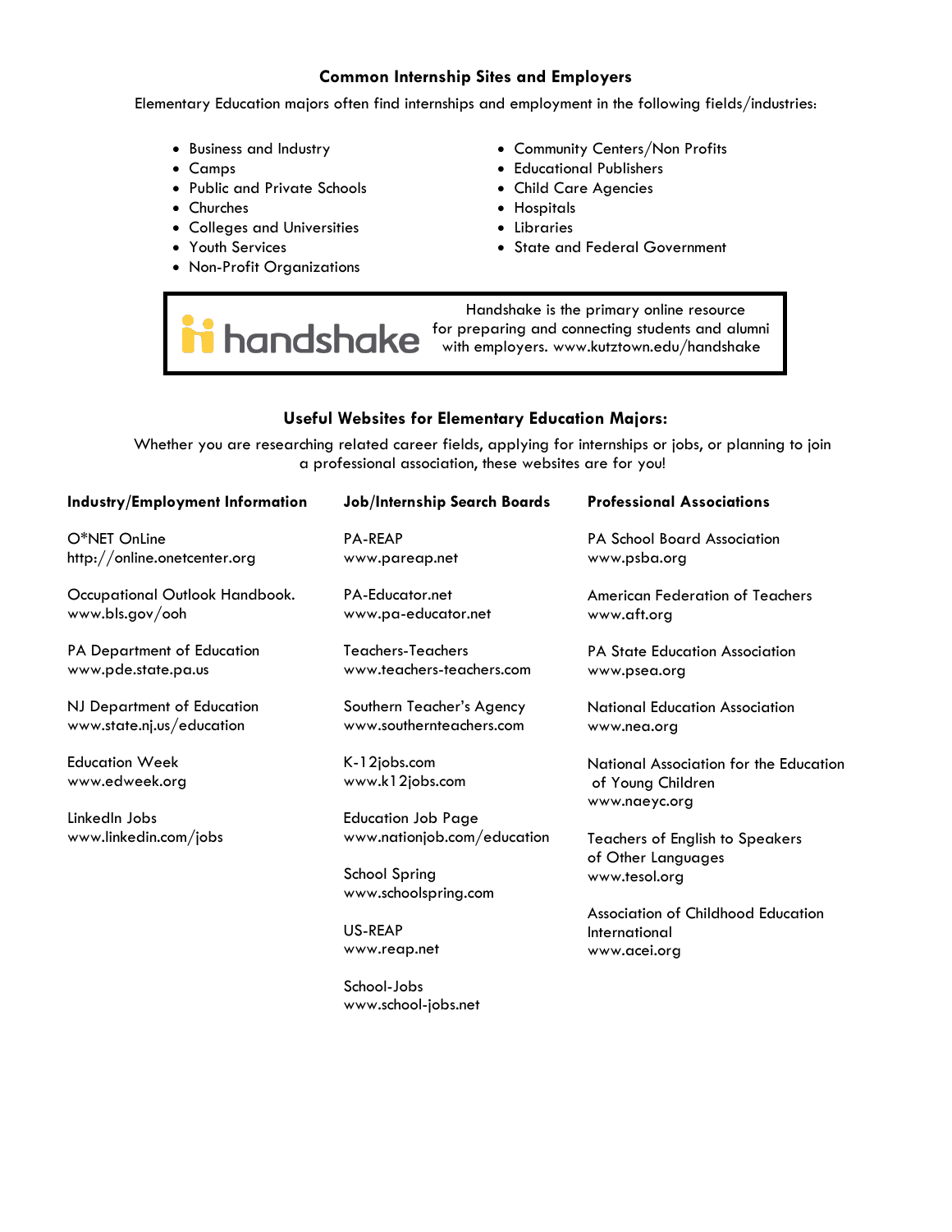## Common Internship Sites and Employers

Elementary Education majors often find internships and employment in the following fields/industries:

- Business and Industry
- Camps
- Public and Private Schools
- Churches
- Colleges and Universities
- Youth Services
- Non-Profit Organizations
- Community Centers/Non Profits
- Educational Publishers
- Child Care Agencies
- Hospitals
- Libraries
- State and Federal Government

handshake — Handshake is the primary online resource for preparing and connecting students and alumni with employers. www.kutztown.edu/handshake

## Useful Websites for Elementary Education Majors:

Whether you are researching related career fields, applying for internships or jobs, or planning to join a professional association, these websites are for you!

### Industry/Employment Information

O*NET OnLine
http://online.onetcenter.org

Occupational Outlook Handbook.
www.bls.gov/ooh

PA Department of Education
www.pde.state.pa.us

NJ Department of Education
www.state.nj.us/education

Education Week
www.edweek.org

LinkedIn Jobs
www.linkedin.com/jobs

### Job/Internship Search Boards

PA-REAP
www.pareap.net

PA-Educator.net
www.pa-educator.net

Teachers-Teachers
www.teachers-teachers.com

Southern Teacher's Agency
www.southernteachers.com

K-12jobs.com
www.k12jobs.com

Education Job Page
www.nationjob.com/education

School Spring
www.schoolspring.com

US-REAP
www.reap.net

School-Jobs
www.school-jobs.net

### Professional Associations

PA School Board Association
www.psba.org

American Federation of Teachers
www.aft.org

PA State Education Association
www.psea.org

National Education Association
www.nea.org

National Association for the Education of Young Children
www.naeyc.org

Teachers of English to Speakers of Other Languages
www.tesol.org

Association of Childhood Education International
www.acei.org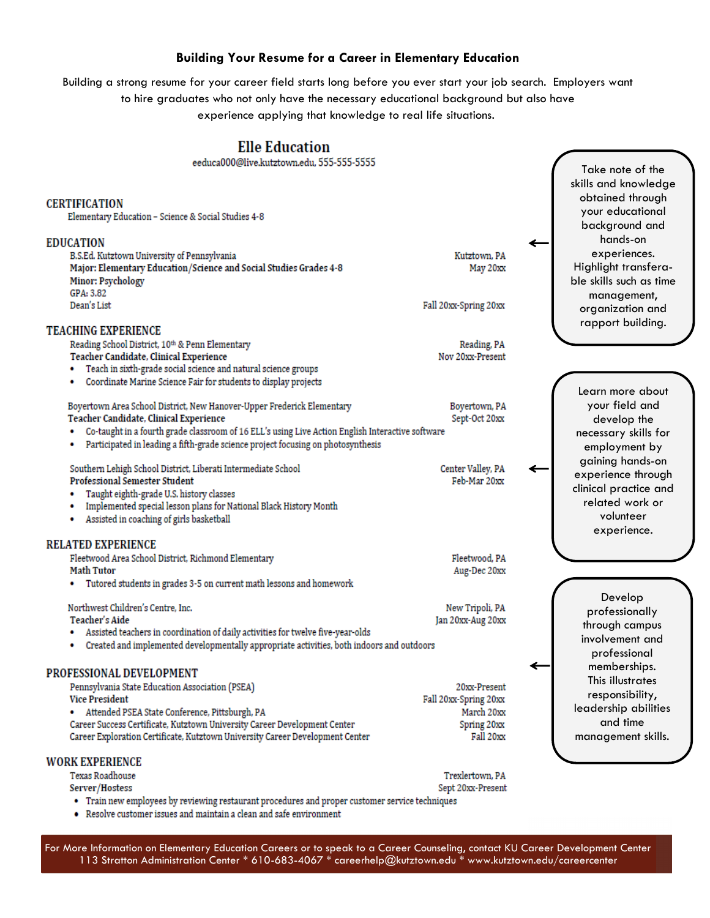## Building Your Resume for a Career in Elementary Education

Building a strong resume for your career field starts long before you ever start your job search. Employers want to hire graduates who not only have the necessary educational background but also have experience applying that knowledge to real life situations.

# Elle Education

eeduca000@live.kutztown.edu, 555-555-5555

## CERTIFICATION

Elementary Education – Science & Social Studies 4-8

## EDUCATION

B.S.Ed. Kutztown University of Pennsylvania — Kutztown, PA
**Major: Elementary Education/Science and Social Studies Grades 4-8** — May 20xx
**Minor: Psychology**
GPA: 3.82
Dean's List — Fall 20xx-Spring 20xx

> Take note of the skills and knowledge obtained through your educational background and hands-on experiences. Highlight transferable skills such as time management, organization and rapport building.

## TEACHING EXPERIENCE

Reading School District, 10th & Penn Elementary — Reading, PA
**Teacher Candidate, Clinical Experience** — Nov 20xx-Present

- Teach in sixth-grade social science and natural science groups
- Coordinate Marine Science Fair for students to display projects

Boyertown Area School District, New Hanover-Upper Frederick Elementary — Boyertown, PA
**Teacher Candidate, Clinical Experience** — Sept-Oct 20xx

- Co-taught in a fourth grade classroom of 16 ELL's using Live Action English Interactive software
- Participated in leading a fifth-grade science project focusing on photosynthesis

Southern Lehigh School District, Liberati Intermediate School — Center Valley, PA
**Professional Semester Student** — Feb-Mar 20xx

- Taught eighth-grade U.S. history classes
- Implemented special lesson plans for National Black History Month
- Assisted in coaching of girls basketball

> Learn more about your field and develop the necessary skills for employment by gaining hands-on experience through clinical practice and related work or volunteer experience.

## RELATED EXPERIENCE

Fleetwood Area School District, Richmond Elementary — Fleetwood, PA
**Math Tutor** — Aug-Dec 20xx

- Tutored students in grades 3-5 on current math lessons and homework

Northwest Children's Centre, Inc. — New Tripoli, PA
**Teacher's Aide** — Jan 20xx-Aug 20xx

- Assisted teachers in coordination of daily activities for twelve five-year-olds
- Created and implemented developmentally appropriate activities, both indoors and outdoors

## PROFESSIONAL DEVELOPMENT

Pennsylvania State Education Association (PSEA) — 20xx-Present
**Vice President** — Fall 20xx-Spring 20xx

- Attended PSEA State Conference, Pittsburgh, PA — March 20xx

Career Success Certificate, Kutztown University Career Development Center — Spring 20xx
Career Exploration Certificate, Kutztown University Career Development Center — Fall 20xx

> Develop professionally through campus involvement and professional memberships. This illustrates responsibility, leadership abilities and time management skills.

## WORK EXPERIENCE

Texas Roadhouse — Trexlertown, PA
**Server/Hostess** — Sept 20xx-Present

- Train new employees by reviewing restaurant procedures and proper customer service techniques
- Resolve customer issues and maintain a clean and safe environment

For More Information on Elementary Education Careers or to speak to a Career Counseling, contact KU Career Development Center
113 Stratton Administration Center * 610-683-4067 * careerhelp@kutztown.edu * www.kutztown.edu/careercenter